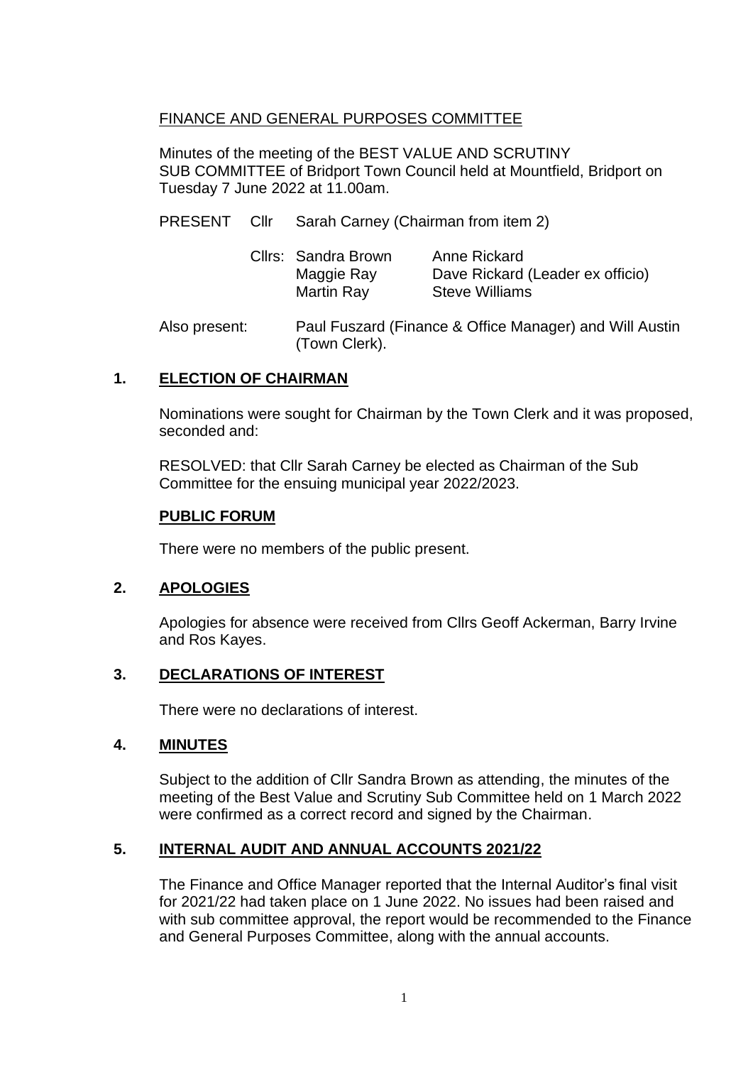FINANCE AND GENERAL PURPOSES COMMITTEE

Minutes of the meeting of the BEST VALUE AND SCRUTINY SUB COMMITTEE of Bridport Town Council held at Mountfield, Bridport on Tuesday 7 June 2022 at 11.00am.

PRESENT Cllr Sarah Carney (Chairman from item 2)

Cllrs: Sandra Brown, Maggie Ray, Martin Ray, Anne Rickard, Dave Rickard (Leader ex officio), Steve Williams

Also present: Paul Fuszard (Finance & Office Manager) and Will Austin (Town Clerk).

## 1. ELECTION OF CHAIRMAN

Nominations were sought for Chairman by the Town Clerk and it was proposed, seconded and:

RESOLVED: that Cllr Sarah Carney be elected as Chairman of the Sub Committee for the ensuing municipal year 2022/2023.

## PUBLIC FORUM

There were no members of the public present.

## 2. APOLOGIES

Apologies for absence were received from Cllrs Geoff Ackerman, Barry Irvine and Ros Kayes.

## 3. DECLARATIONS OF INTEREST

There were no declarations of interest.

## 4. MINUTES

Subject to the addition of Cllr Sandra Brown as attending, the minutes of the meeting of the Best Value and Scrutiny Sub Committee held on 1 March 2022 were confirmed as a correct record and signed by the Chairman.

## 5. INTERNAL AUDIT AND ANNUAL ACCOUNTS 2021/22

The Finance and Office Manager reported that the Internal Auditor's final visit for 2021/22 had taken place on 1 June 2022. No issues had been raised and with sub committee approval, the report would be recommended to the Finance and General Purposes Committee, along with the annual accounts.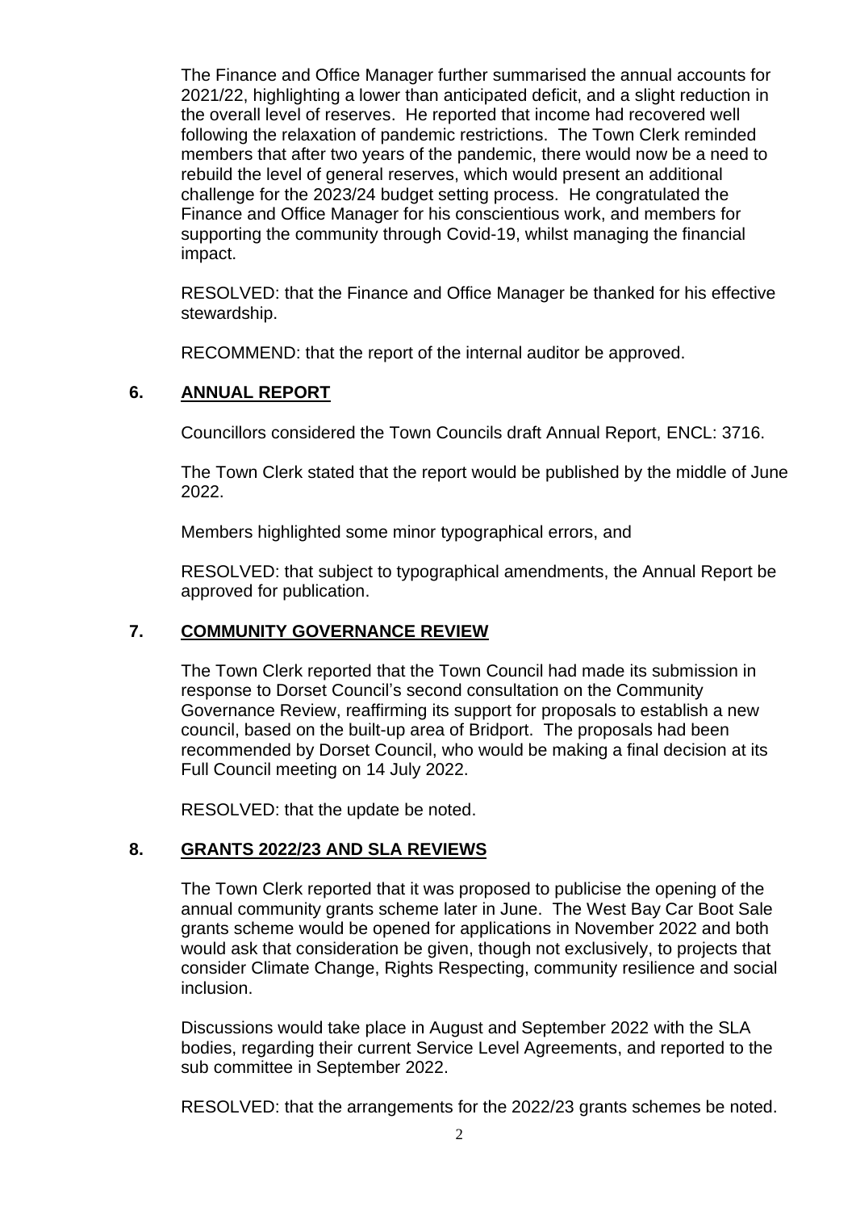The Finance and Office Manager further summarised the annual accounts for 2021/22, highlighting a lower than anticipated deficit, and a slight reduction in the overall level of reserves. He reported that income had recovered well following the relaxation of pandemic restrictions. The Town Clerk reminded members that after two years of the pandemic, there would now be a need to rebuild the level of general reserves, which would present an additional challenge for the 2023/24 budget setting process. He congratulated the Finance and Office Manager for his conscientious work, and members for supporting the community through Covid-19, whilst managing the financial impact.

RESOLVED: that the Finance and Office Manager be thanked for his effective stewardship.

RECOMMEND: that the report of the internal auditor be approved.

## 6. ANNUAL REPORT

Councillors considered the Town Councils draft Annual Report, ENCL: 3716.

The Town Clerk stated that the report would be published by the middle of June 2022.

Members highlighted some minor typographical errors, and

RESOLVED: that subject to typographical amendments, the Annual Report be approved for publication.

## 7. COMMUNITY GOVERNANCE REVIEW

The Town Clerk reported that the Town Council had made its submission in response to Dorset Council's second consultation on the Community Governance Review, reaffirming its support for proposals to establish a new council, based on the built-up area of Bridport. The proposals had been recommended by Dorset Council, who would be making a final decision at its Full Council meeting on 14 July 2022.

RESOLVED: that the update be noted.

## 8. GRANTS 2022/23 AND SLA REVIEWS

The Town Clerk reported that it was proposed to publicise the opening of the annual community grants scheme later in June. The West Bay Car Boot Sale grants scheme would be opened for applications in November 2022 and both would ask that consideration be given, though not exclusively, to projects that consider Climate Change, Rights Respecting, community resilience and social inclusion.

Discussions would take place in August and September 2022 with the SLA bodies, regarding their current Service Level Agreements, and reported to the sub committee in September 2022.

RESOLVED: that the arrangements for the 2022/23 grants schemes be noted.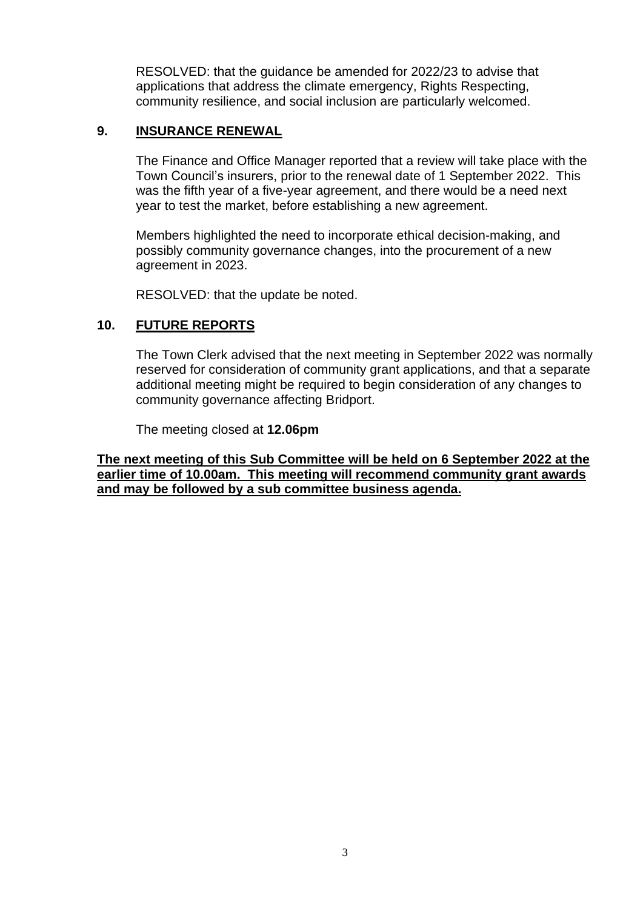RESOLVED: that the guidance be amended for 2022/23 to advise that applications that address the climate emergency, Rights Respecting, community resilience, and social inclusion are particularly welcomed.

## 9. INSURANCE RENEWAL

The Finance and Office Manager reported that a review will take place with the Town Council's insurers, prior to the renewal date of 1 September 2022. This was the fifth year of a five-year agreement, and there would be a need next year to test the market, before establishing a new agreement.

Members highlighted the need to incorporate ethical decision-making, and possibly community governance changes, into the procurement of a new agreement in 2023.

RESOLVED: that the update be noted.

## 10. FUTURE REPORTS

The Town Clerk advised that the next meeting in September 2022 was normally reserved for consideration of community grant applications, and that a separate additional meeting might be required to begin consideration of any changes to community governance affecting Bridport.

The meeting closed at **12.06pm**

**The next meeting of this Sub Committee will be held on 6 September 2022 at the earlier time of 10.00am. This meeting will recommend community grant awards and may be followed by a sub committee business agenda.**